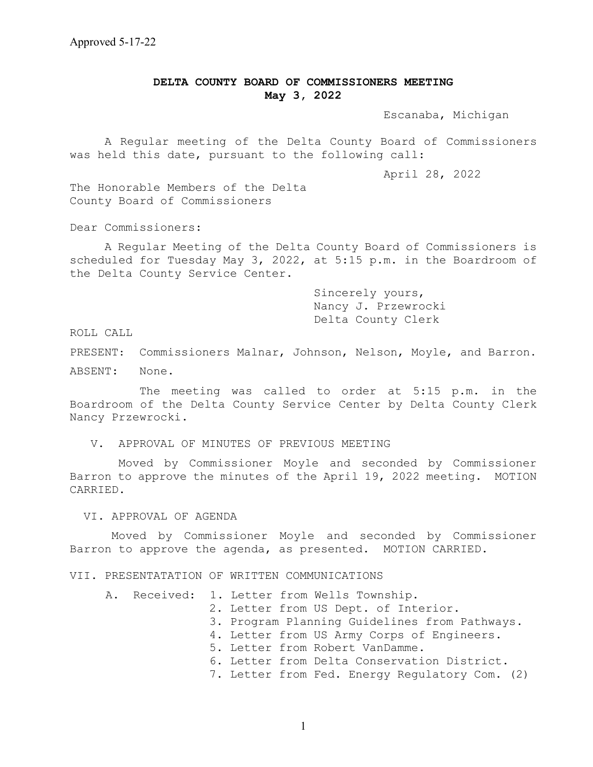Approved 5-17-22

# DELTA COUNTY BOARD OF COMMISSIONERS MEETING
## May 3, 2022

Escanaba, Michigan

A Regular meeting of the Delta County Board of Commissioners was held this date, pursuant to the following call:

April 28, 2022

The Honorable Members of the Delta
County Board of Commissioners

Dear Commissioners:

A Regular Meeting of the Delta County Board of Commissioners is scheduled for Tuesday May 3, 2022, at 5:15 p.m. in the Boardroom of the Delta County Service Center.

Sincerely yours,
Nancy J. Przewrocki
Delta County Clerk

ROLL CALL

PRESENT: Commissioners Malnar, Johnson, Nelson, Moyle, and Barron.

ABSENT: None.

The meeting was called to order at 5:15 p.m. in the Boardroom of the Delta County Service Center by Delta County Clerk Nancy Przewrocki.

V. APPROVAL OF MINUTES OF PREVIOUS MEETING

Moved by Commissioner Moyle and seconded by Commissioner Barron to approve the minutes of the April 19, 2022 meeting. MOTION CARRIED.

VI. APPROVAL OF AGENDA

Moved by Commissioner Moyle and seconded by Commissioner Barron to approve the agenda, as presented. MOTION CARRIED.

VII. PRESENTATATION OF WRITTEN COMMUNICATIONS

A. Received:
1. Letter from Wells Township.
2. Letter from US Dept. of Interior.
3. Program Planning Guidelines from Pathways.
4. Letter from US Army Corps of Engineers.
5. Letter from Robert VanDamme.
6. Letter from Delta Conservation District.
7. Letter from Fed. Energy Regulatory Com. (2)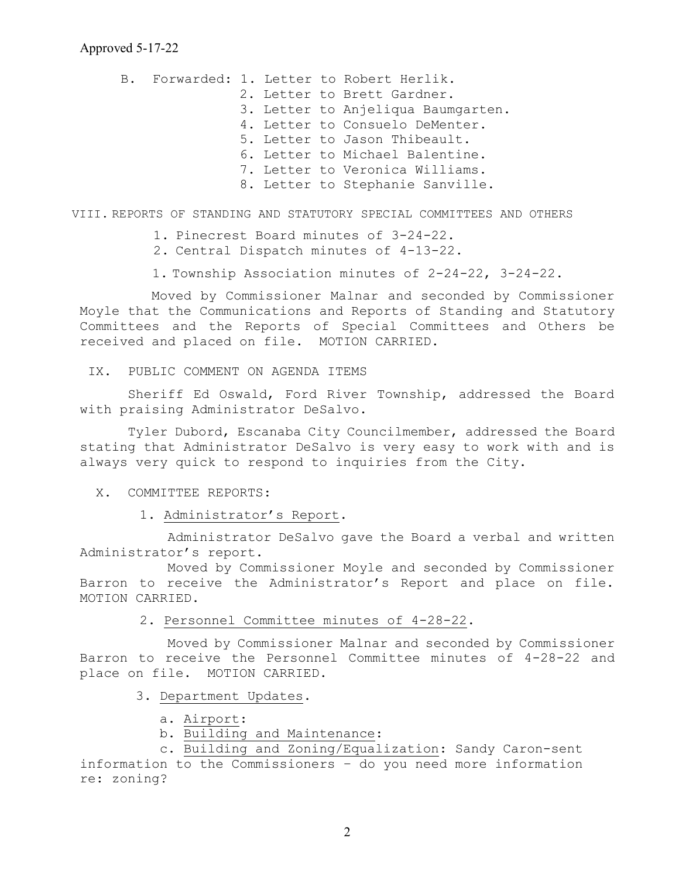Approved 5-17-22

B. Forwarded:
1. Letter to Robert Herlik.
2. Letter to Brett Gardner.
3. Letter to Anjeliqua Baumgarten.
4. Letter to Consuelo DeMenter.
5. Letter to Jason Thibeault.
6. Letter to Michael Balentine.
7. Letter to Veronica Williams.
8. Letter to Stephanie Sanville.

VIII. REPORTS OF STANDING AND STATUTORY SPECIAL COMMITTEES AND OTHERS

1. Pinecrest Board minutes of 3-24-22.
2. Central Dispatch minutes of 4-13-22.

1. Township Association minutes of 2-24-22, 3-24-22.

Moved by Commissioner Malnar and seconded by Commissioner Moyle that the Communications and Reports of Standing and Statutory Committees and the Reports of Special Committees and Others be received and placed on file. MOTION CARRIED.

IX. PUBLIC COMMENT ON AGENDA ITEMS

Sheriff Ed Oswald, Ford River Township, addressed the Board with praising Administrator DeSalvo.

Tyler Dubord, Escanaba City Councilmember, addressed the Board stating that Administrator DeSalvo is very easy to work with and is always very quick to respond to inquiries from the City.

X. COMMITTEE REPORTS:

1. Administrator's Report.

Administrator DeSalvo gave the Board a verbal and written Administrator's report.

Moved by Commissioner Moyle and seconded by Commissioner Barron to receive the Administrator's Report and place on file. MOTION CARRIED.

2. Personnel Committee minutes of 4-28-22.

Moved by Commissioner Malnar and seconded by Commissioner Barron to receive the Personnel Committee minutes of 4-28-22 and place on file. MOTION CARRIED.

3. Department Updates.

a. Airport:

b. Building and Maintenance:

c. Building and Zoning/Equalization: Sandy Caron-sent information to the Commissioners – do you need more information re: zoning?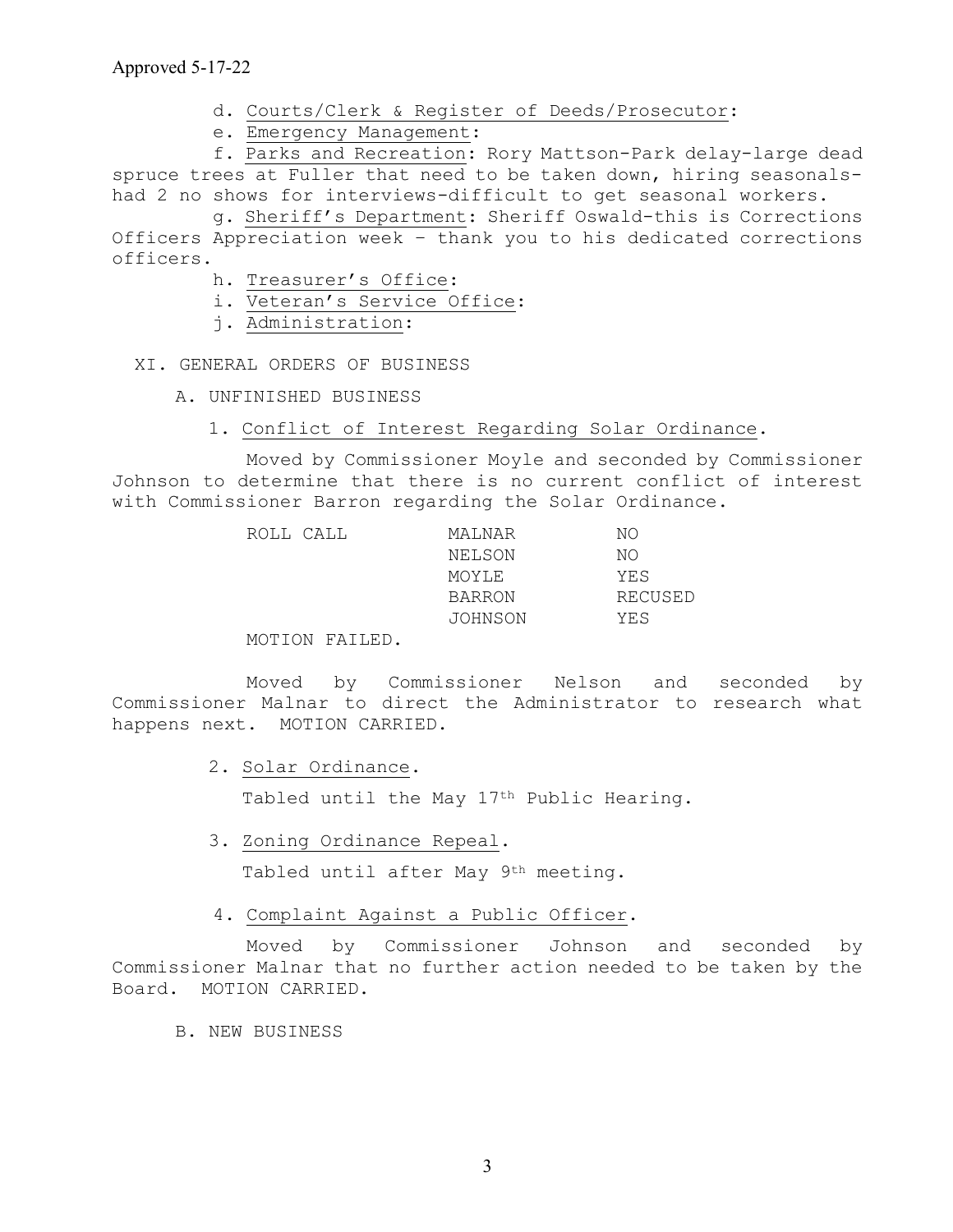Approved 5-17-22

d. Courts/Clerk & Register of Deeds/Prosecutor:

e. Emergency Management:

f. Parks and Recreation: Rory Mattson-Park delay-large dead spruce trees at Fuller that need to be taken down, hiring seasonals-had 2 no shows for interviews-difficult to get seasonal workers.

g. Sheriff's Department: Sheriff Oswald-this is Corrections Officers Appreciation week – thank you to his dedicated corrections officers.

h. Treasurer's Office:

i. Veteran's Service Office:

j. Administration:

XI. GENERAL ORDERS OF BUSINESS

A. UNFINISHED BUSINESS

1. Conflict of Interest Regarding Solar Ordinance.

Moved by Commissioner Moyle and seconded by Commissioner Johnson to determine that there is no current conflict of interest with Commissioner Barron regarding the Solar Ordinance.

| ROLL CALL | MALNAR | NO |
|---|---|---|
| | NELSON | NO |
| | MOYLE | YES |
| | BARRON | RECUSED |
| | JOHNSON | YES |

MOTION FAILED.

Moved by Commissioner Nelson and seconded by Commissioner Malnar to direct the Administrator to research what happens next. MOTION CARRIED.

2. Solar Ordinance.

Tabled until the May 17th Public Hearing.

3. Zoning Ordinance Repeal.

Tabled until after May 9th meeting.

4. Complaint Against a Public Officer.

Moved by Commissioner Johnson and seconded by Commissioner Malnar that no further action needed to be taken by the Board. MOTION CARRIED.

B. NEW BUSINESS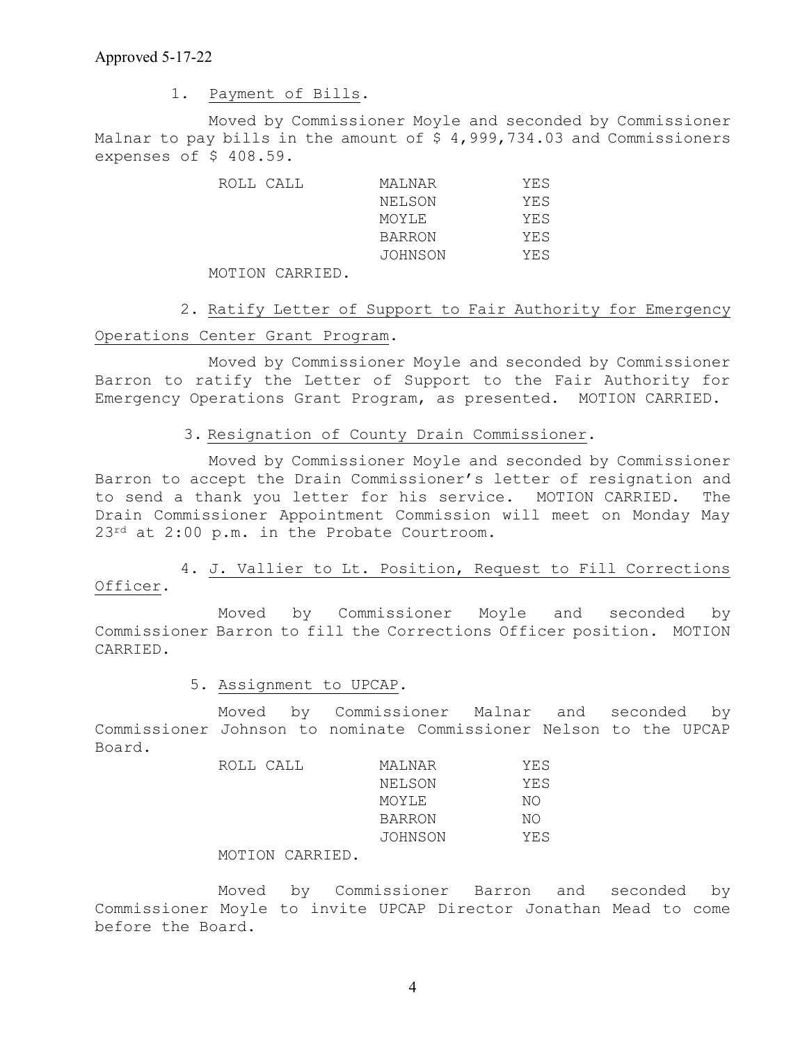Approved 5-17-22

1. Payment of Bills.

Moved by Commissioner Moyle and seconded by Commissioner Malnar to pay bills in the amount of $ 4,999,734.03 and Commissioners expenses of $ 408.59.

| ROLL CALL | MALNAR | YES |
|---|---|---|
| | NELSON | YES |
| | MOYLE | YES |
| | BARRON | YES |
| | JOHNSON | YES |

MOTION CARRIED.

2. Ratify Letter of Support to Fair Authority for Emergency Operations Center Grant Program.

Moved by Commissioner Moyle and seconded by Commissioner Barron to ratify the Letter of Support to the Fair Authority for Emergency Operations Grant Program, as presented. MOTION CARRIED.

3. Resignation of County Drain Commissioner.

Moved by Commissioner Moyle and seconded by Commissioner Barron to accept the Drain Commissioner's letter of resignation and to send a thank you letter for his service. MOTION CARRIED. The Drain Commissioner Appointment Commission will meet on Monday May 23rd at 2:00 p.m. in the Probate Courtroom.

4. J. Vallier to Lt. Position, Request to Fill Corrections Officer.

Moved by Commissioner Moyle and seconded by Commissioner Barron to fill the Corrections Officer position. MOTION CARRIED.

5. Assignment to UPCAP.

Moved by Commissioner Malnar and seconded by Commissioner Johnson to nominate Commissioner Nelson to the UPCAP Board.

| ROLL CALL | MALNAR | YES |
|---|---|---|
| | NELSON | YES |
| | MOYLE | NO |
| | BARRON | NO |
| | JOHNSON | YES |

MOTION CARRIED.

Moved by Commissioner Barron and seconded by Commissioner Moyle to invite UPCAP Director Jonathan Mead to come before the Board.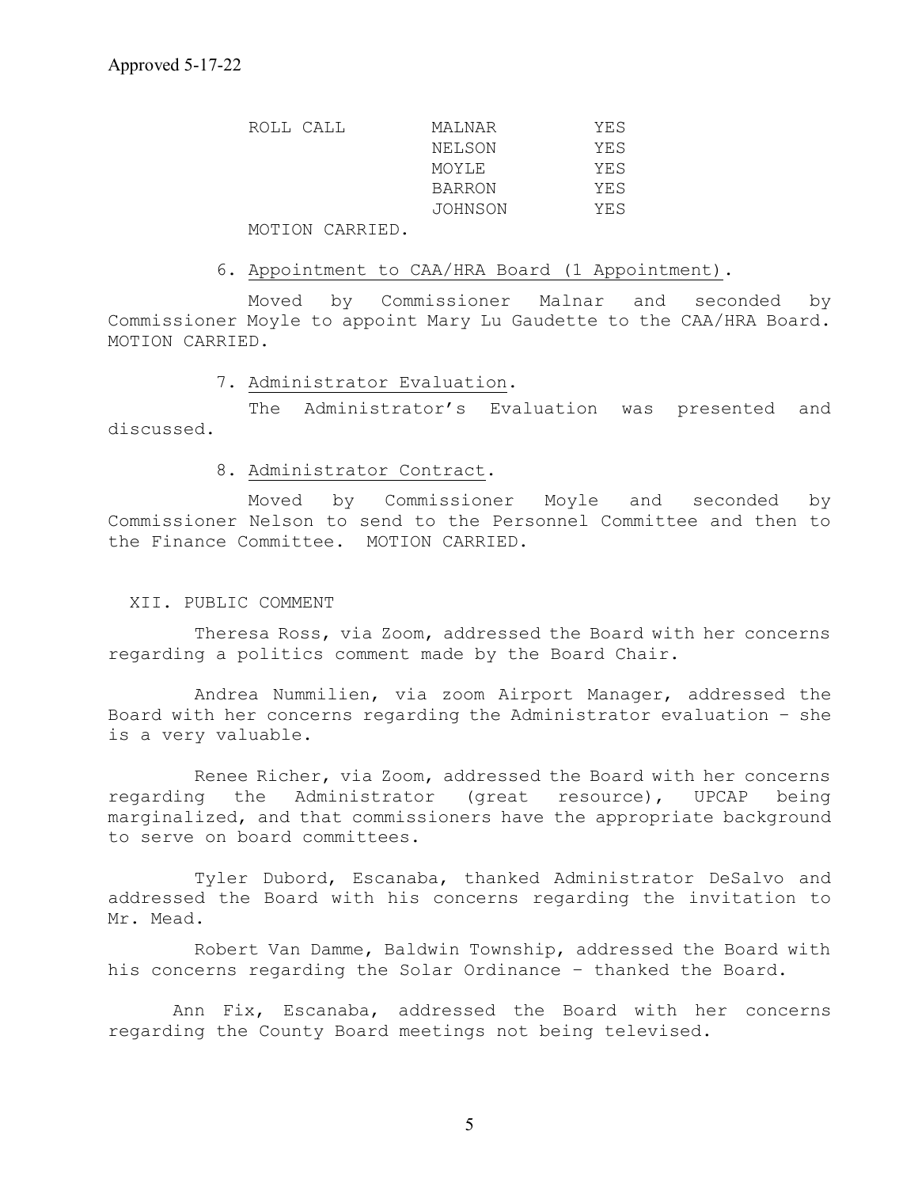Approved 5-17-22

| ROLL CALL | MALNAR | YES |
|---|---|---|
| | NELSON | YES |
| | MOYLE | YES |
| | BARRON | YES |
| | JOHNSON | YES |

MOTION CARRIED.

6. Appointment to CAA/HRA Board (1 Appointment).

Moved by Commissioner Malnar and seconded by Commissioner Moyle to appoint Mary Lu Gaudette to the CAA/HRA Board. MOTION CARRIED.

7. Administrator Evaluation.

The Administrator's Evaluation was presented and discussed.

8. Administrator Contract.

Moved by Commissioner Moyle and seconded by Commissioner Nelson to send to the Personnel Committee and then to the Finance Committee. MOTION CARRIED.

XII. PUBLIC COMMENT

Theresa Ross, via Zoom, addressed the Board with her concerns regarding a politics comment made by the Board Chair.

Andrea Nummilien, via zoom Airport Manager, addressed the Board with her concerns regarding the Administrator evaluation – she is a very valuable.

Renee Richer, via Zoom, addressed the Board with her concerns regarding the Administrator (great resource), UPCAP being marginalized, and that commissioners have the appropriate background to serve on board committees.

Tyler Dubord, Escanaba, thanked Administrator DeSalvo and addressed the Board with his concerns regarding the invitation to Mr. Mead.

Robert Van Damme, Baldwin Township, addressed the Board with his concerns regarding the Solar Ordinance – thanked the Board.

Ann Fix, Escanaba, addressed the Board with her concerns regarding the County Board meetings not being televised.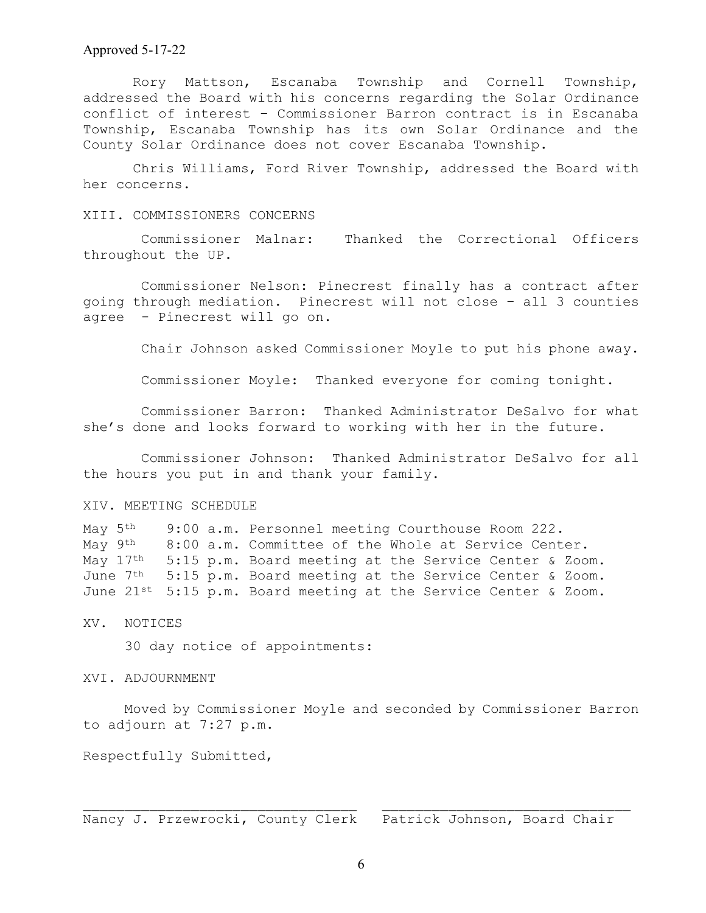Approved 5-17-22

Rory Mattson, Escanaba Township and Cornell Township, addressed the Board with his concerns regarding the Solar Ordinance conflict of interest – Commissioner Barron contract is in Escanaba Township, Escanaba Township has its own Solar Ordinance and the County Solar Ordinance does not cover Escanaba Township.

Chris Williams, Ford River Township, addressed the Board with her concerns.

XIII. COMMISSIONERS CONCERNS

Commissioner Malnar: Thanked the Correctional Officers throughout the UP.

Commissioner Nelson: Pinecrest finally has a contract after going through mediation. Pinecrest will not close – all 3 counties agree - Pinecrest will go on.

Chair Johnson asked Commissioner Moyle to put his phone away.

Commissioner Moyle: Thanked everyone for coming tonight.

Commissioner Barron: Thanked Administrator DeSalvo for what she's done and looks forward to working with her in the future.

Commissioner Johnson: Thanked Administrator DeSalvo for all the hours you put in and thank your family.

XIV. MEETING SCHEDULE

May 5th 9:00 a.m. Personnel meeting Courthouse Room 222.
May 9th 8:00 a.m. Committee of the Whole at Service Center.
May 17th 5:15 p.m. Board meeting at the Service Center & Zoom.
June 7th 5:15 p.m. Board meeting at the Service Center & Zoom.
June 21st 5:15 p.m. Board meeting at the Service Center & Zoom.

XV. NOTICES

30 day notice of appointments:

XVI. ADJOURNMENT

Moved by Commissioner Moyle and seconded by Commissioner Barron to adjourn at 7:27 p.m.

Respectfully Submitted,

_________________________________ _______________________________
Nancy J. Przewrocki, County Clerk Patrick Johnson, Board Chair